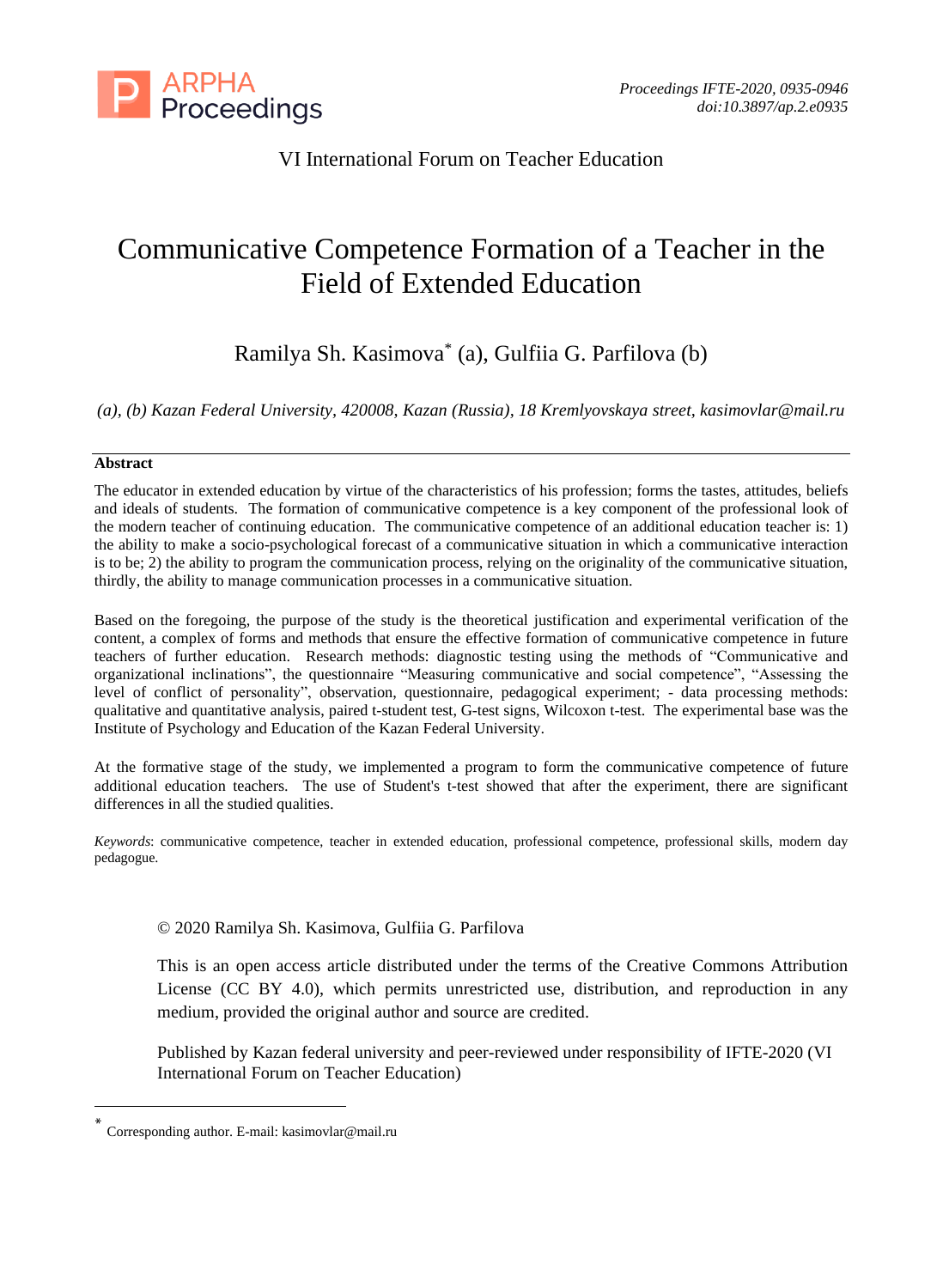VI International Forum on Teacher Education

# Communicative Competence Formation of a Teacher in the Field of Extended Education

Ramilya Sh. Kasimova* (a), Gulfiia G. Parfilova (b)

*(a), (b) Kazan Federal University, 420008, Kazan (Russia), 18 Kremlyovskaya street, kasimovlar@mail.ru*

**Abstract**

The educator in extended education by virtue of the characteristics of his profession; forms the tastes, attitudes, beliefs and ideals of students. The formation of communicative competence is a key component of the professional look of the modern teacher of continuing education. The communicative competence of an additional education teacher is: 1) the ability to make a socio-psychological forecast of a communicative situation in which a communicative interaction is to be; 2) the ability to program the communication process, relying on the originality of the communicative situation, thirdly, the ability to manage communication processes in a communicative situation.

Based on the foregoing, the purpose of the study is the theoretical justification and experimental verification of the content, a complex of forms and methods that ensure the effective formation of communicative competence in future teachers of further education. Research methods: diagnostic testing using the methods of "Communicative and organizational inclinations", the questionnaire "Measuring communicative and social competence", "Assessing the level of conflict of personality", observation, questionnaire, pedagogical experiment; - data processing methods: qualitative and quantitative analysis, paired t-student test, G-test signs, Wilcoxon t-test. The experimental base was the Institute of Psychology and Education of the Kazan Federal University.

At the formative stage of the study, we implemented a program to form the communicative competence of future additional education teachers. The use of Student's t-test showed that after the experiment, there are significant differences in all the studied qualities.

*Keywords*: communicative competence, teacher in extended education, professional competence, professional skills, modern day pedagogue.

© 2020 Ramilya Sh. Kasimova, Gulfiia G. Parfilova

This is an open access article distributed under the terms of the Creative Commons Attribution License (CC BY 4.0), which permits unrestricted use, distribution, and reproduction in any medium, provided the original author and source are credited.

Published by Kazan federal university and peer-reviewed under responsibility of IFTE-2020 (VI International Forum on Teacher Education)

* Corresponding author. E-mail: kasimovlar@mail.ru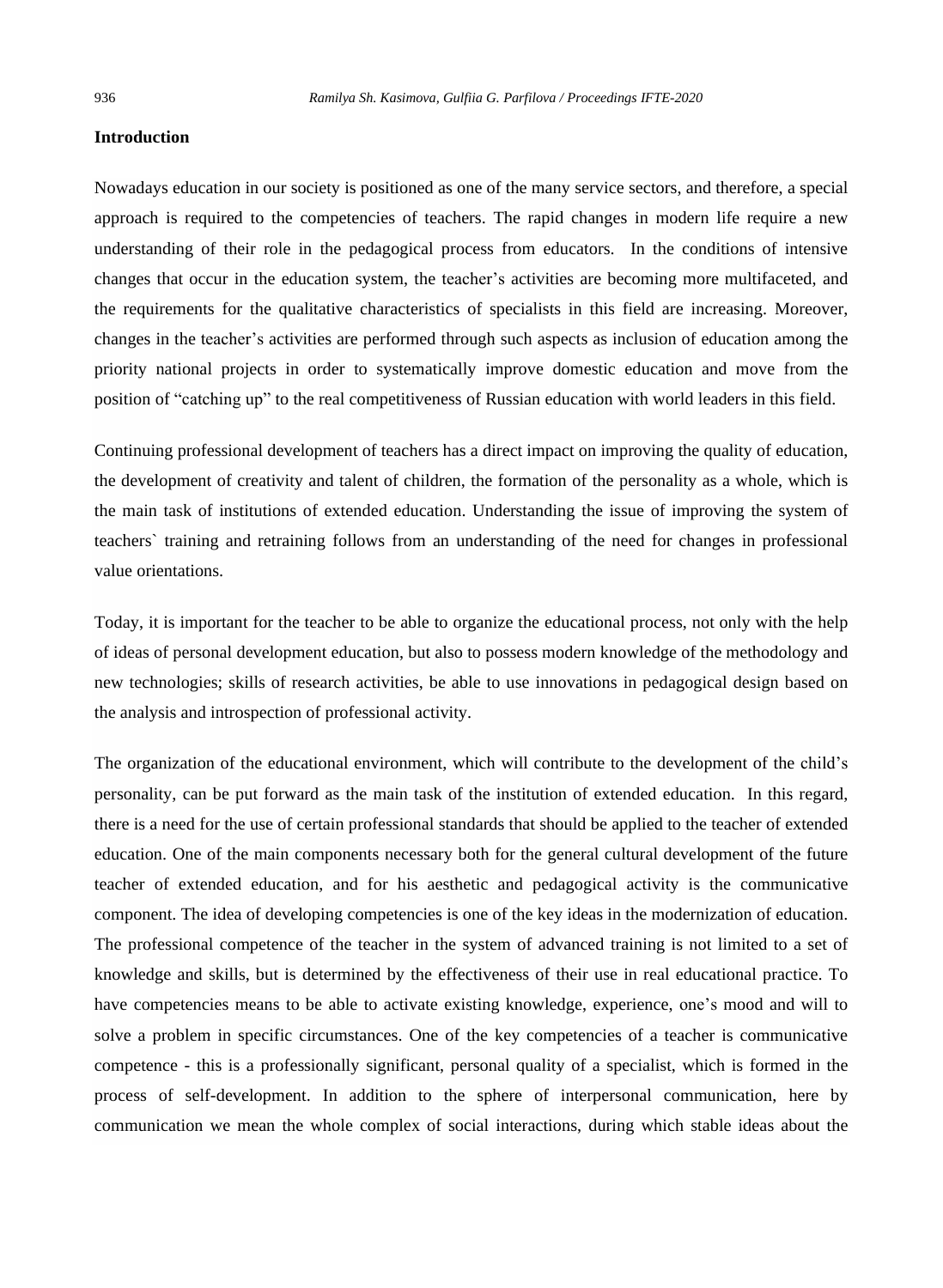## Introduction

Nowadays education in our society is positioned as one of the many service sectors, and therefore, a special approach is required to the competencies of teachers. The rapid changes in modern life require a new understanding of their role in the pedagogical process from educators. In the conditions of intensive changes that occur in the education system, the teacher's activities are becoming more multifaceted, and the requirements for the qualitative characteristics of specialists in this field are increasing. Moreover, changes in the teacher's activities are performed through such aspects as inclusion of education among the priority national projects in order to systematically improve domestic education and move from the position of "catching up" to the real competitiveness of Russian education with world leaders in this field.

Continuing professional development of teachers has a direct impact on improving the quality of education, the development of creativity and talent of children, the formation of the personality as a whole, which is the main task of institutions of extended education. Understanding the issue of improving the system of teachers` training and retraining follows from an understanding of the need for changes in professional value orientations.

Today, it is important for the teacher to be able to organize the educational process, not only with the help of ideas of personal development education, but also to possess modern knowledge of the methodology and new technologies; skills of research activities, be able to use innovations in pedagogical design based on the analysis and introspection of professional activity.

The organization of the educational environment, which will contribute to the development of the child's personality, can be put forward as the main task of the institution of extended education. In this regard, there is a need for the use of certain professional standards that should be applied to the teacher of extended education. One of the main components necessary both for the general cultural development of the future teacher of extended education, and for his aesthetic and pedagogical activity is the communicative component. The idea of developing competencies is one of the key ideas in the modernization of education. The professional competence of the teacher in the system of advanced training is not limited to a set of knowledge and skills, but is determined by the effectiveness of their use in real educational practice. To have competencies means to be able to activate existing knowledge, experience, one's mood and will to solve a problem in specific circumstances. One of the key competencies of a teacher is communicative competence - this is a professionally significant, personal quality of a specialist, which is formed in the process of self-development. In addition to the sphere of interpersonal communication, here by communication we mean the whole complex of social interactions, during which stable ideas about the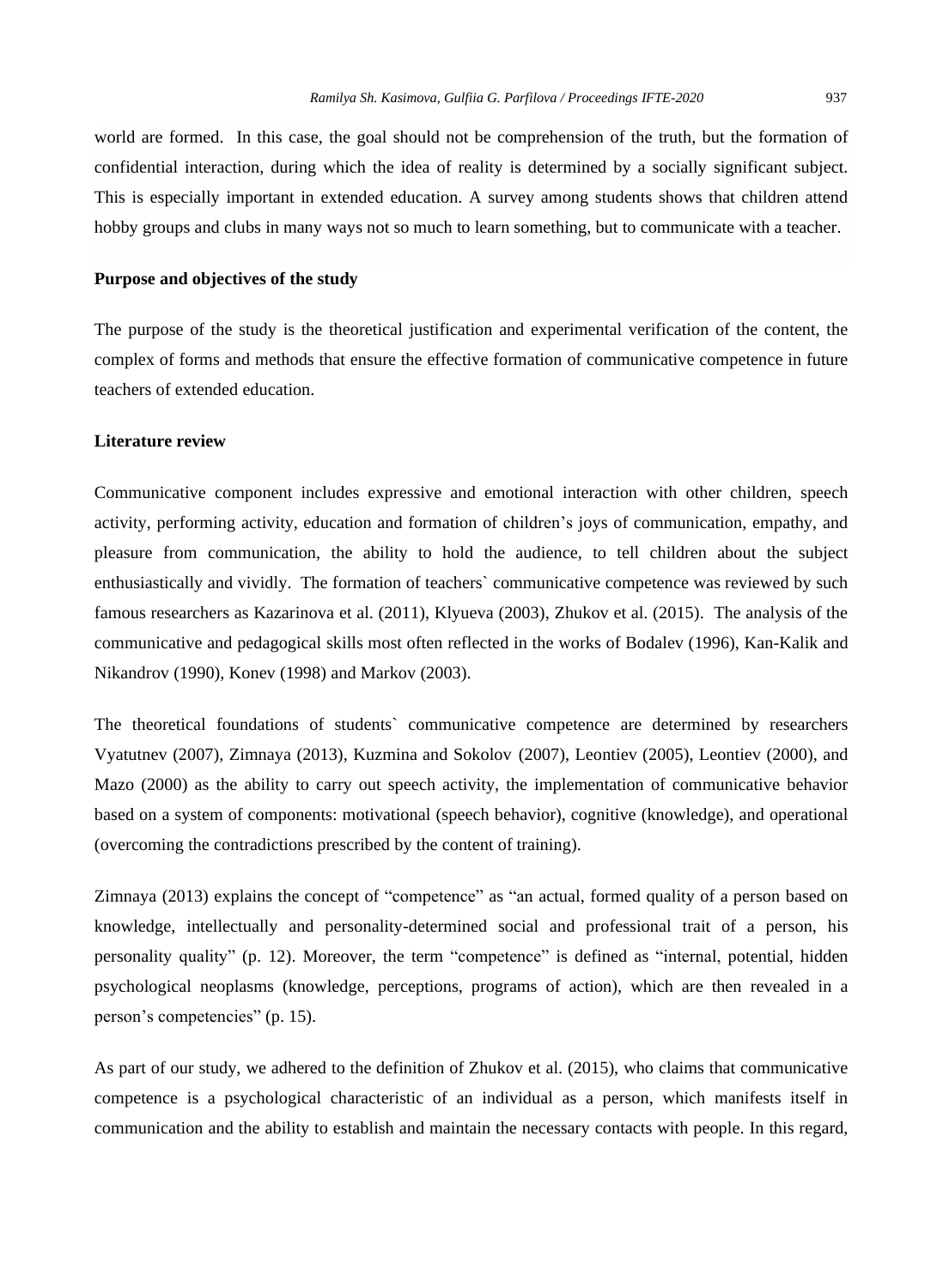world are formed. In this case, the goal should not be comprehension of the truth, but the formation of confidential interaction, during which the idea of reality is determined by a socially significant subject. This is especially important in extended education. A survey among students shows that children attend hobby groups and clubs in many ways not so much to learn something, but to communicate with a teacher.

**Purpose and objectives of the study**

The purpose of the study is the theoretical justification and experimental verification of the content, the complex of forms and methods that ensure the effective formation of communicative competence in future teachers of extended education.

**Literature review**

Communicative component includes expressive and emotional interaction with other children, speech activity, performing activity, education and formation of children's joys of communication, empathy, and pleasure from communication, the ability to hold the audience, to tell children about the subject enthusiastically and vividly. The formation of teachers` communicative competence was reviewed by such famous researchers as Kazarinova et al. (2011), Klyueva (2003), Zhukov et al. (2015). The analysis of the communicative and pedagogical skills most often reflected in the works of Bodalev (1996), Kan-Kalik and Nikandrov (1990), Konev (1998) and Markov (2003).

The theoretical foundations of students` communicative competence are determined by researchers Vyatutnev (2007), Zimnaya (2013), Kuzmina and Sokolov (2007), Leontiev (2005), Leontiev (2000), and Mazo (2000) as the ability to carry out speech activity, the implementation of communicative behavior based on a system of components: motivational (speech behavior), cognitive (knowledge), and operational (overcoming the contradictions prescribed by the content of training).

Zimnaya (2013) explains the concept of "competence" as "an actual, formed quality of a person based on knowledge, intellectually and personality-determined social and professional trait of a person, his personality quality" (p. 12). Moreover, the term "competence" is defined as "internal, potential, hidden psychological neoplasms (knowledge, perceptions, programs of action), which are then revealed in a person's competencies" (p. 15).

As part of our study, we adhered to the definition of Zhukov et al. (2015), who claims that communicative competence is a psychological characteristic of an individual as a person, which manifests itself in communication and the ability to establish and maintain the necessary contacts with people. In this regard,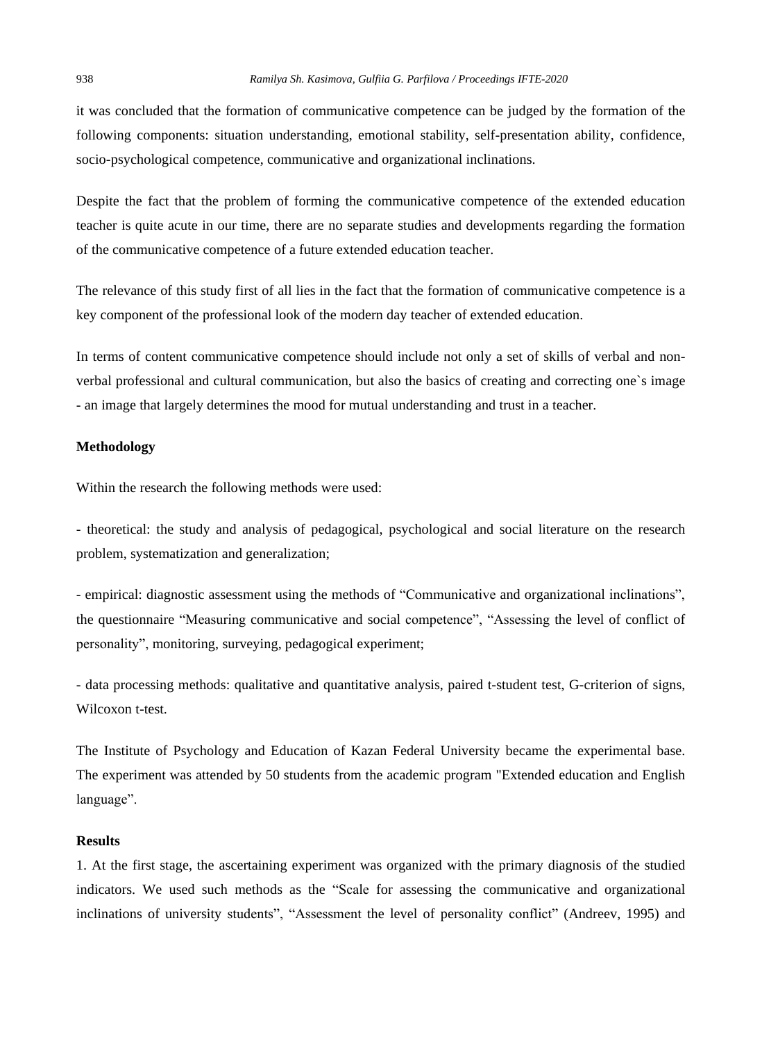it was concluded that the formation of communicative competence can be judged by the formation of the following components: situation understanding, emotional stability, self-presentation ability, confidence, socio-psychological competence, communicative and organizational inclinations.

Despite the fact that the problem of forming the communicative competence of the extended education teacher is quite acute in our time, there are no separate studies and developments regarding the formation of the communicative competence of a future extended education teacher.

The relevance of this study first of all lies in the fact that the formation of communicative competence is a key component of the professional look of the modern day teacher of extended education.

In terms of content communicative competence should include not only a set of skills of verbal and non-verbal professional and cultural communication, but also the basics of creating and correcting one`s image - an image that largely determines the mood for mutual understanding and trust in a teacher.

## Methodology

Within the research the following methods were used:

- theoretical: the study and analysis of pedagogical, psychological and social literature on the research problem, systematization and generalization;

- empirical: diagnostic assessment using the methods of “Communicative and organizational inclinations”, the questionnaire “Measuring communicative and social competence”, “Assessing the level of conflict of personality”, monitoring, surveying, pedagogical experiment;

- data processing methods: qualitative and quantitative analysis, paired t-student test, G-criterion of signs, Wilcoxon t-test.

The Institute of Psychology and Education of Kazan Federal University became the experimental base. The experiment was attended by 50 students from the academic program "Extended education and English language”.

## Results

1. At the first stage, the ascertaining experiment was organized with the primary diagnosis of the studied indicators. We used such methods as the “Scale for assessing the communicative and organizational inclinations of university students”, “Assessment the level of personality conflict” (Andreev, 1995) and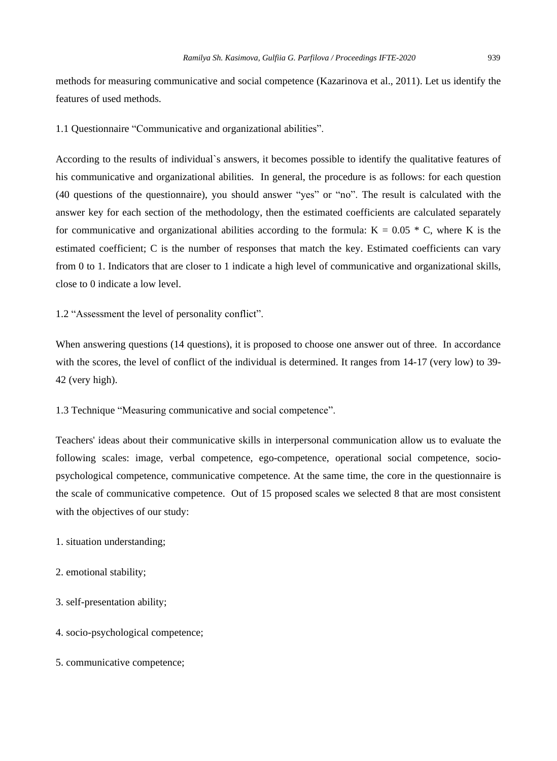methods for measuring communicative and social competence (Kazarinova et al., 2011). Let us identify the features of used methods.

1.1 Questionnaire “Communicative and organizational abilities”.

According to the results of individual`s answers, it becomes possible to identify the qualitative features of his communicative and organizational abilities. In general, the procedure is as follows: for each question (40 questions of the questionnaire), you should answer “yes” or “no”. The result is calculated with the answer key for each section of the methodology, then the estimated coefficients are calculated separately for communicative and organizational abilities according to the formula: $K = 0.05 * C$, where K is the estimated coefficient; C is the number of responses that match the key. Estimated coefficients can vary from 0 to 1. Indicators that are closer to 1 indicate a high level of communicative and organizational skills, close to 0 indicate a low level.

1.2 “Assessment the level of personality conflict”.

When answering questions (14 questions), it is proposed to choose one answer out of three. In accordance with the scores, the level of conflict of the individual is determined. It ranges from 14-17 (very low) to 39-42 (very high).

1.3 Technique “Measuring communicative and social competence”.

Teachers' ideas about their communicative skills in interpersonal communication allow us to evaluate the following scales: image, verbal competence, ego-competence, operational social competence, socio-psychological competence, communicative competence. At the same time, the core in the questionnaire is the scale of communicative competence. Out of 15 proposed scales we selected 8 that are most consistent with the objectives of our study:

1. situation understanding;

2. emotional stability;

3. self-presentation ability;

4. socio-psychological competence;

5. communicative competence;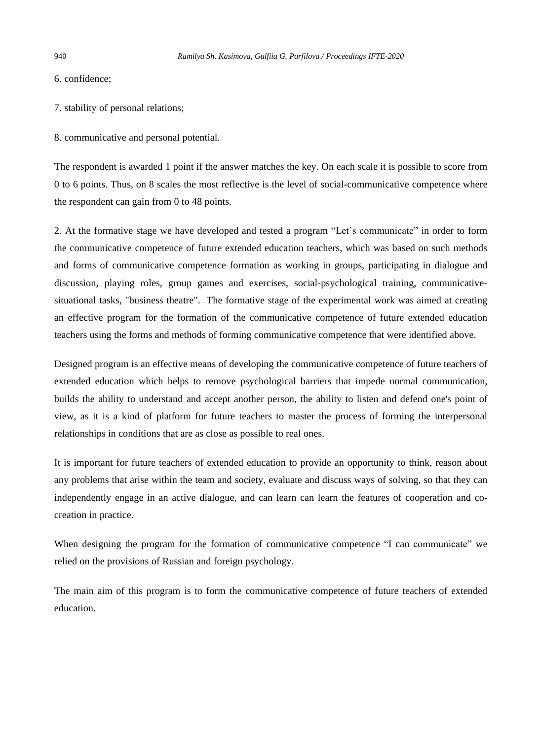6. confidence;

7. stability of personal relations;

8. communicative and personal potential.

The respondent is awarded 1 point if the answer matches the key. On each scale it is possible to score from 0 to 6 points. Thus, on 8 scales the most reflective is the level of social-communicative competence where the respondent can gain from 0 to 48 points.

2. At the formative stage we have developed and tested a program "Let`s communicate" in order to form the communicative competence of future extended education teachers, which was based on such methods and forms of communicative competence formation as working in groups, participating in dialogue and discussion, playing roles, group games and exercises, social-psychological training, communicative-situational tasks, "business theatre". The formative stage of the experimental work was aimed at creating an effective program for the formation of the communicative competence of future extended education teachers using the forms and methods of forming communicative competence that were identified above.

Designed program is an effective means of developing the communicative competence of future teachers of extended education which helps to remove psychological barriers that impede normal communication, builds the ability to understand and accept another person, the ability to listen and defend one's point of view, as it is a kind of platform for future teachers to master the process of forming the interpersonal relationships in conditions that are as close as possible to real ones.

It is important for future teachers of extended education to provide an opportunity to think, reason about any problems that arise within the team and society, evaluate and discuss ways of solving, so that they can independently engage in an active dialogue, and can learn can learn the features of cooperation and co-creation in practice.

When designing the program for the formation of communicative competence "I can communicate" we relied on the provisions of Russian and foreign psychology.

The main aim of this program is to form the communicative competence of future teachers of extended education.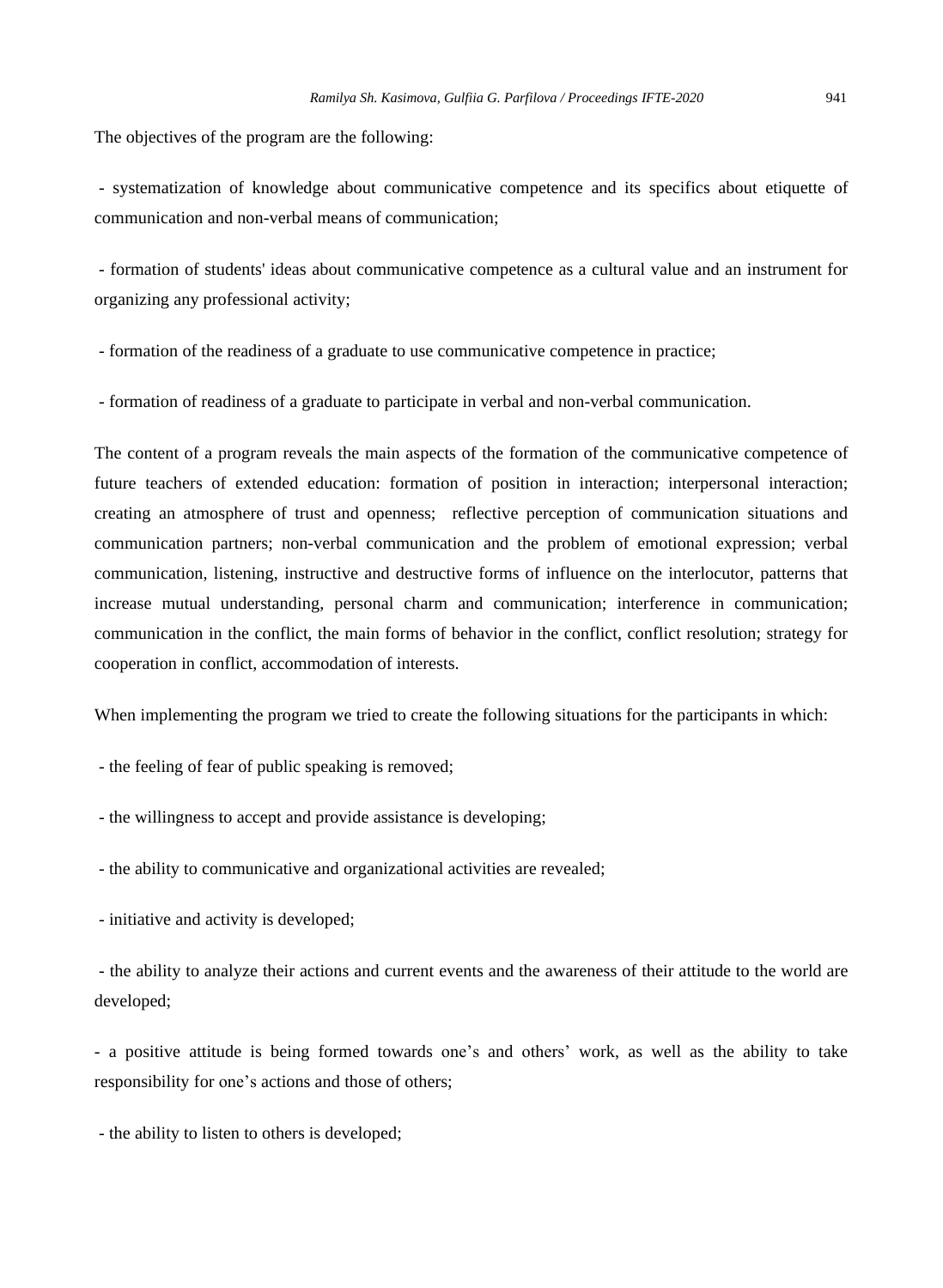The objectives of the program are the following:

- systematization of knowledge about communicative competence and its specifics about etiquette of communication and non-verbal means of communication;
- formation of students' ideas about communicative competence as a cultural value and an instrument for organizing any professional activity;
- formation of the readiness of a graduate to use communicative competence in practice;
- formation of readiness of a graduate to participate in verbal and non-verbal communication.

The content of a program reveals the main aspects of the formation of the communicative competence of future teachers of extended education: formation of position in interaction; interpersonal interaction; creating an atmosphere of trust and openness; reflective perception of communication situations and communication partners; non-verbal communication and the problem of emotional expression; verbal communication, listening, instructive and destructive forms of influence on the interlocutor, patterns that increase mutual understanding, personal charm and communication; interference in communication; communication in the conflict, the main forms of behavior in the conflict, conflict resolution; strategy for cooperation in conflict, accommodation of interests.

When implementing the program we tried to create the following situations for the participants in which:

- the feeling of fear of public speaking is removed;
- the willingness to accept and provide assistance is developing;
- the ability to communicative and organizational activities are revealed;
- initiative and activity is developed;
- the ability to analyze their actions and current events and the awareness of their attitude to the world are developed;
- a positive attitude is being formed towards one's and others' work, as well as the ability to take responsibility for one's actions and those of others;
- the ability to listen to others is developed;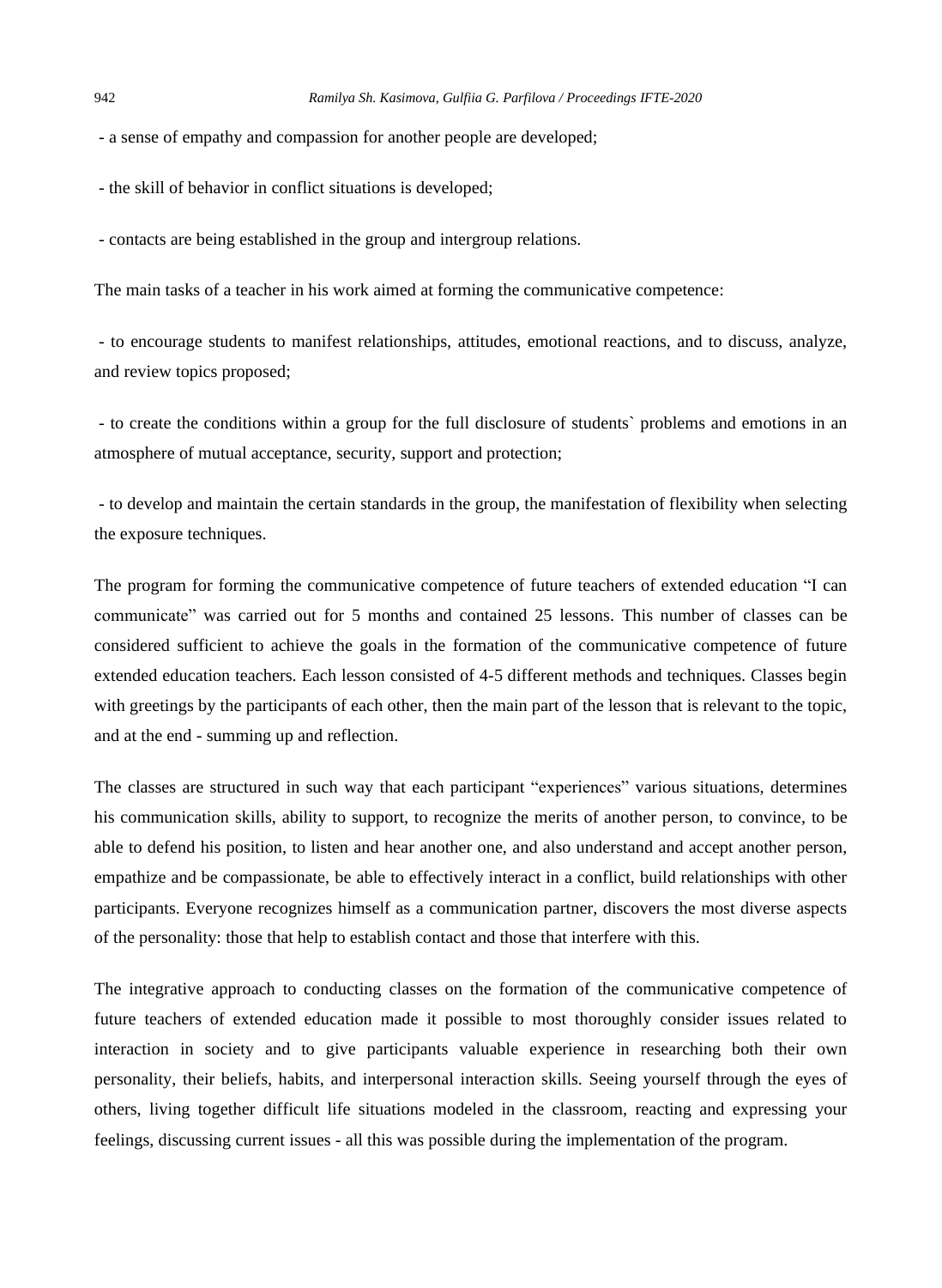- a sense of empathy and compassion for another people are developed;

- the skill of behavior in conflict situations is developed;

- contacts are being established in the group and intergroup relations.

The main tasks of a teacher in his work aimed at forming the communicative competence:

- to encourage students to manifest relationships, attitudes, emotional reactions, and to discuss, analyze, and review topics proposed;

- to create the conditions within a group for the full disclosure of students` problems and emotions in an atmosphere of mutual acceptance, security, support and protection;

- to develop and maintain the certain standards in the group, the manifestation of flexibility when selecting the exposure techniques.

The program for forming the communicative competence of future teachers of extended education "I can communicate" was carried out for 5 months and contained 25 lessons. This number of classes can be considered sufficient to achieve the goals in the formation of the communicative competence of future extended education teachers. Each lesson consisted of 4-5 different methods and techniques. Classes begin with greetings by the participants of each other, then the main part of the lesson that is relevant to the topic, and at the end - summing up and reflection.

The classes are structured in such way that each participant "experiences" various situations, determines his communication skills, ability to support, to recognize the merits of another person, to convince, to be able to defend his position, to listen and hear another one, and also understand and accept another person, empathize and be compassionate, be able to effectively interact in a conflict, build relationships with other participants. Everyone recognizes himself as a communication partner, discovers the most diverse aspects of the personality: those that help to establish contact and those that interfere with this.

The integrative approach to conducting classes on the formation of the communicative competence of future teachers of extended education made it possible to most thoroughly consider issues related to interaction in society and to give participants valuable experience in researching both their own personality, their beliefs, habits, and interpersonal interaction skills. Seeing yourself through the eyes of others, living together difficult life situations modeled in the classroom, reacting and expressing your feelings, discussing current issues - all this was possible during the implementation of the program.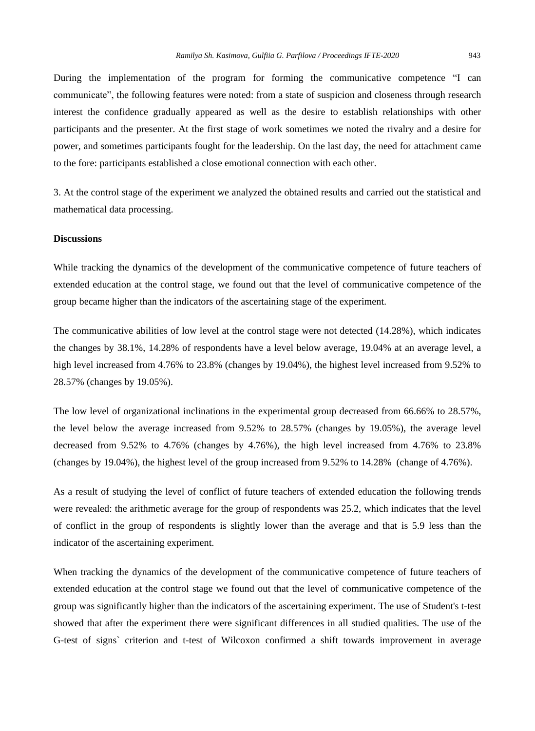During the implementation of the program for forming the communicative competence “I can communicate”, the following features were noted: from a state of suspicion and closeness through research interest the confidence gradually appeared as well as the desire to establish relationships with other participants and the presenter. At the first stage of work sometimes we noted the rivalry and a desire for power, and sometimes participants fought for the leadership. On the last day, the need for attachment came to the fore: participants established a close emotional connection with each other.

3. At the control stage of the experiment we analyzed the obtained results and carried out the statistical and mathematical data processing.

**Discussions**

While tracking the dynamics of the development of the communicative competence of future teachers of extended education at the control stage, we found out that the level of communicative competence of the group became higher than the indicators of the ascertaining stage of the experiment.

The communicative abilities of low level at the control stage were not detected (14.28%), which indicates the changes by 38.1%, 14.28% of respondents have a level below average, 19.04% at an average level, a high level increased from 4.76% to 23.8% (changes by 19.04%), the highest level increased from 9.52% to 28.57% (changes by 19.05%).

The low level of organizational inclinations in the experimental group decreased from 66.66% to 28.57%, the level below the average increased from 9.52% to 28.57% (changes by 19.05%), the average level decreased from 9.52% to 4.76% (changes by 4.76%), the high level increased from 4.76% to 23.8% (changes by 19.04%), the highest level of the group increased from 9.52% to 14.28% (change of 4.76%).

As a result of studying the level of conflict of future teachers of extended education the following trends were revealed: the arithmetic average for the group of respondents was 25.2, which indicates that the level of conflict in the group of respondents is slightly lower than the average and that is 5.9 less than the indicator of the ascertaining experiment.

When tracking the dynamics of the development of the communicative competence of future teachers of extended education at the control stage we found out that the level of communicative competence of the group was significantly higher than the indicators of the ascertaining experiment. The use of Student's t-test showed that after the experiment there were significant differences in all studied qualities. The use of the G-test of signs` criterion and t-test of Wilcoxon confirmed a shift towards improvement in average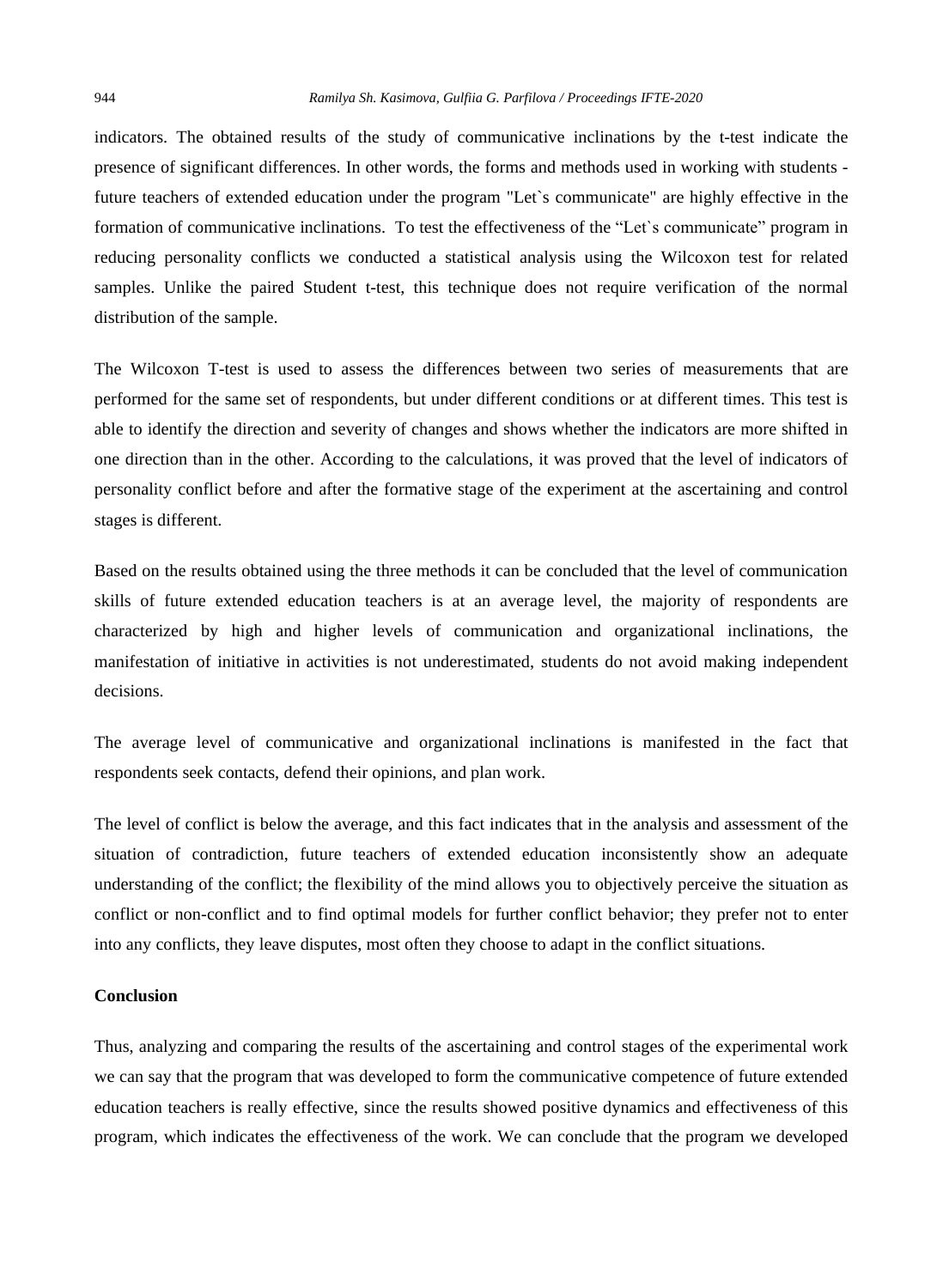indicators. The obtained results of the study of communicative inclinations by the t-test indicate the presence of significant differences. In other words, the forms and methods used in working with students - future teachers of extended education under the program "Let`s communicate" are highly effective in the formation of communicative inclinations. To test the effectiveness of the “Let`s communicate” program in reducing personality conflicts we conducted a statistical analysis using the Wilcoxon test for related samples. Unlike the paired Student t-test, this technique does not require verification of the normal distribution of the sample.

The Wilcoxon T-test is used to assess the differences between two series of measurements that are performed for the same set of respondents, but under different conditions or at different times. This test is able to identify the direction and severity of changes and shows whether the indicators are more shifted in one direction than in the other. According to the calculations, it was proved that the level of indicators of personality conflict before and after the formative stage of the experiment at the ascertaining and control stages is different.

Based on the results obtained using the three methods it can be concluded that the level of communication skills of future extended education teachers is at an average level, the majority of respondents are characterized by high and higher levels of communication and organizational inclinations, the manifestation of initiative in activities is not underestimated, students do not avoid making independent decisions.

The average level of communicative and organizational inclinations is manifested in the fact that respondents seek contacts, defend their opinions, and plan work.

The level of conflict is below the average, and this fact indicates that in the analysis and assessment of the situation of contradiction, future teachers of extended education inconsistently show an adequate understanding of the conflict; the flexibility of the mind allows you to objectively perceive the situation as conflict or non-conflict and to find optimal models for further conflict behavior; they prefer not to enter into any conflicts, they leave disputes, most often they choose to adapt in the conflict situations.

## Conclusion

Thus, analyzing and comparing the results of the ascertaining and control stages of the experimental work we can say that the program that was developed to form the communicative competence of future extended education teachers is really effective, since the results showed positive dynamics and effectiveness of this program, which indicates the effectiveness of the work. We can conclude that the program we developed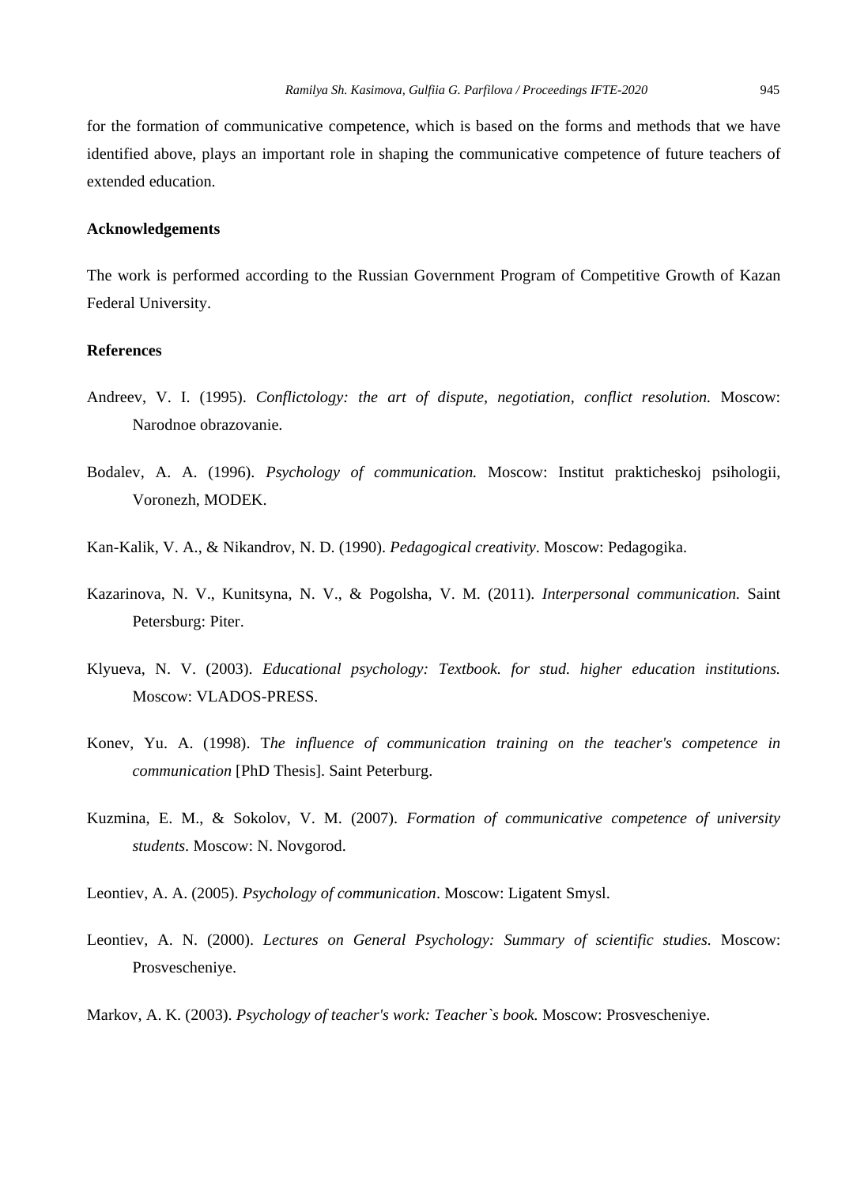for the formation of communicative competence, which is based on the forms and methods that we have identified above, plays an important role in shaping the communicative competence of future teachers of extended education.

## Acknowledgements

The work is performed according to the Russian Government Program of Competitive Growth of Kazan Federal University.

## References

Andreev, V. I. (1995). *Conflictology: the art of dispute, negotiation, conflict resolution.* Moscow: Narodnoe obrazovanie.

Bodalev, A. A. (1996). *Psychology of communication.* Moscow: Institut prakticheskoj psihologii, Voronezh, MODEK.

Kan-Kalik, V. A., & Nikandrov, N. D. (1990). *Pedagogical creativity*. Moscow: Pedagogika.

Kazarinova, N. V., Kunitsyna, N. V., & Pogolsha, V. M. (2011). *Interpersonal communication.* Saint Petersburg: Piter.

Klyueva, N. V. (2003). *Educational psychology: Textbook. for stud. higher education institutions.* Moscow: VLADOS-PRESS.

Konev, Yu. A. (1998). T*he influence of communication training on the teacher's competence in communication* [PhD Thesis]. Saint Peterburg.

Kuzmina, E. M., & Sokolov, V. M. (2007). *Formation of communicative competence of university students*. Moscow: N. Novgorod.

Leontiev, A. A. (2005). *Psychology of communication*. Moscow: Ligatent Smysl.

Leontiev, A. N. (2000). *Lectures on General Psychology: Summary of scientific studies.* Moscow: Prosvescheniye.

Markov, A. K. (2003). *Psychology of teacher's work: Teacher`s book.* Moscow: Prosvescheniye.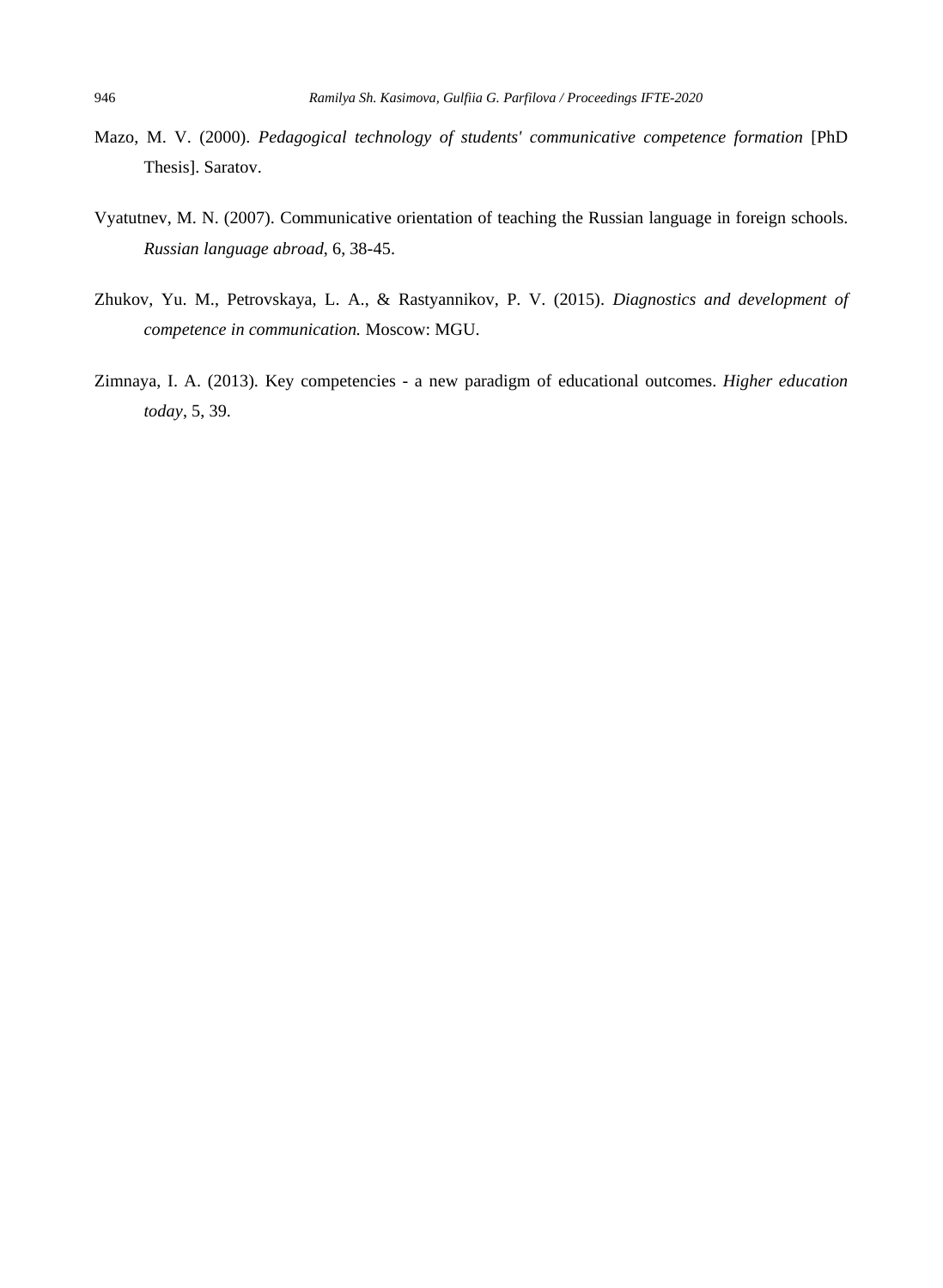Mazo, M. V. (2000). *Pedagogical technology of students' communicative competence formation* [PhD Thesis]. Saratov.

Vyatutnev, M. N. (2007). Communicative orientation of teaching the Russian language in foreign schools. *Russian language abroad*, 6, 38-45.

Zhukov, Yu. M., Petrovskaya, L. A., & Rastyannikov, P. V. (2015). *Diagnostics and development of competence in communication.* Moscow: MGU.

Zimnaya, I. A. (2013). Key competencies - a new paradigm of educational outcomes. *Higher education today*, 5, 39.